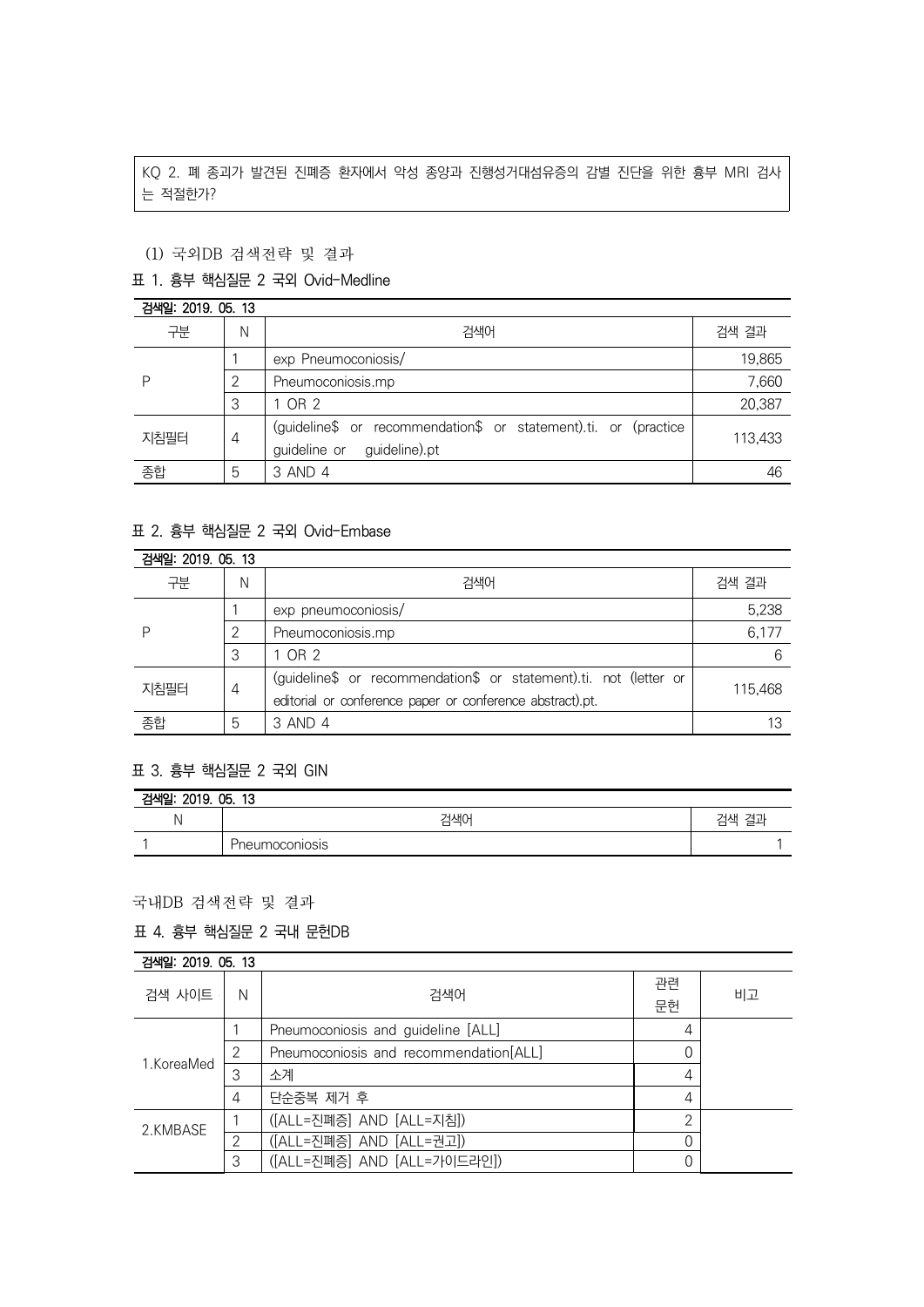KQ 2. 폐 종괴가 발견된 진폐증 환자에서 악성 종양과 진행성거대섬유증의 감별 진단을 위한 흉부 MRI 검사는 적절한가?

(1) 국외DB 검색전략 및 결과

표 1. 흉부 핵심질문 2 국외 Ovid-Medline

검색일: 2019. 05. 13

| 구분 | N | 검색어 | 검색 결과 |
|---|---|---|---|
| P | 1 | exp Pneumoconiosis/ | 19,865 |
| | 2 | Pneumoconiosis.mp | 7,660 |
| | 3 | 1 OR 2 | 20,387 |
| 지침필터 | 4 | (guideline$ or recommendation$ or statement).ti. or (practice guideline or guideline).pt | 113,433 |
| 종합 | 5 | 3 AND 4 | 46 |

표 2. 흉부 핵심질문 2 국외 Ovid-Embase

검색일: 2019. 05. 13

| 구분 | N | 검색어 | 검색 결과 |
|---|---|---|---|
| P | 1 | exp pneumoconiosis/ | 5,238 |
| | 2 | Pneumoconiosis.mp | 6,177 |
| | 3 | 1 OR 2 | 6 |
| 지침필터 | 4 | (guideline$ or recommendation$ or statement).ti. not (letter or editorial or conference paper or conference abstract).pt. | 115,468 |
| 종합 | 5 | 3 AND 4 | 13 |

표 3. 흉부 핵심질문 2 국외 GIN

검색일: 2019. 05. 13

| N | 검색어 | 검색 결과 |
|---|---|---|
| 1 | Pneumoconiosis | 1 |

국내DB 검색전략 및 결과

표 4. 흉부 핵심질문 2 국내 문헌DB

검색일: 2019. 05. 13

| 검색 사이트 | N | 검색어 | 관련 문헌 | 비고 |
|---|---|---|---|---|
| 1.KoreaMed | 1 | Pneumoconiosis and guideline [ALL] | 4 | |
| | 2 | Pneumoconiosis and recommendation[ALL] | 0 | |
| | 3 | 소계 | 4 | |
| | 4 | 단순중복 제거 후 | 4 | |
| 2.KMBASE | 1 | ([ALL=진폐증] AND [ALL=지침]) | 2 | |
| | 2 | ([ALL=진폐증] AND [ALL=권고]) | 0 | |
| | 3 | ([ALL=진폐증] AND [ALL=가이드라인]) | 0 | |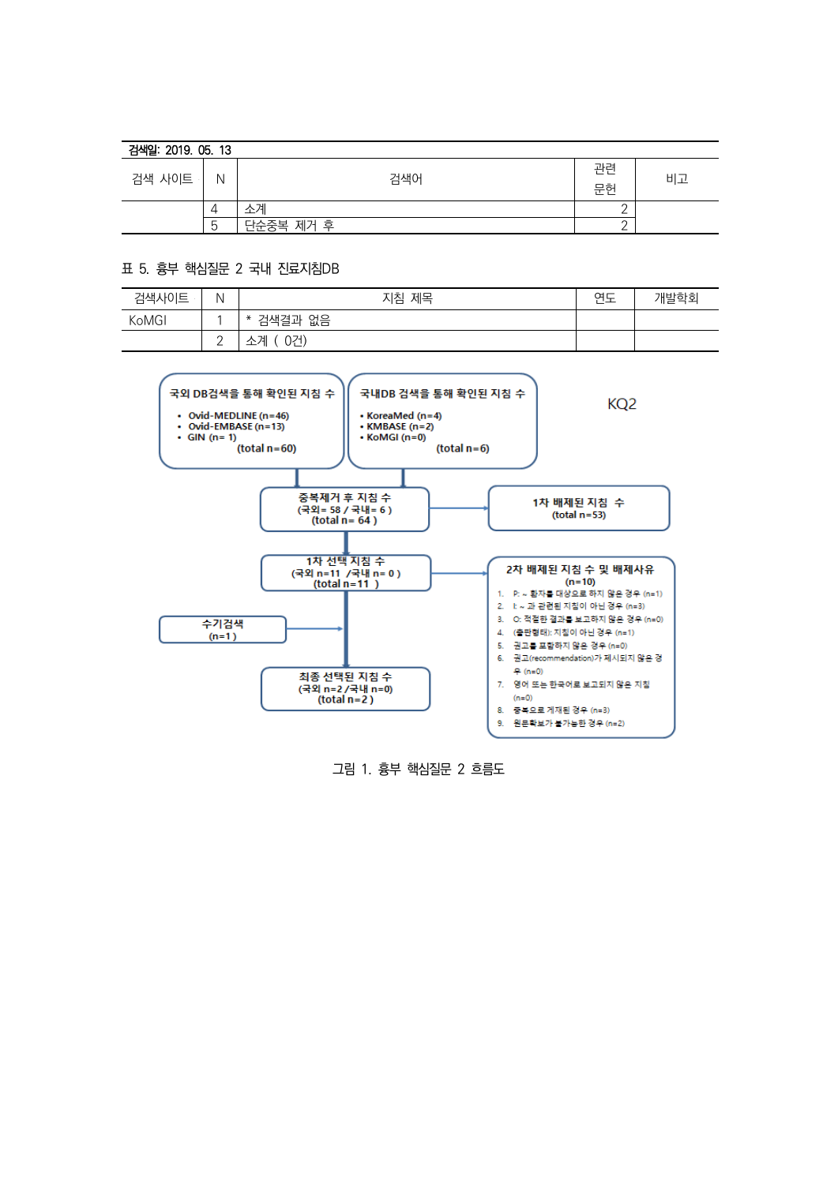| 검색일: 2019. 05. 13 | | | | |
|---|---|---|---|---|
| 검색 사이트 | N | 검색어 | 관련 문헌 | 비고 |
| | 4 | 소계 | 2 | |
| | 5 | 단순중복 제거 후 | 2 | |

표 5. 흉부 핵심질문 2 국내 진료지침DB

| 검색사이트 | N | 지침 제목 | 연도 | 개발학회 |
|---|---|---|---|---|
| KoMGI | 1 | * 검색결과 없음 | | |
| | 2 | 소계 ( 0건) | | |

KQ2

국외 DB검색을 통해 확인된 지침 수
- Ovid-MEDLINE (n=46)
- Ovid-EMBASE (n=13)
- GIN (n= 1)

(total n=60)

국내DB 검색을 통해 확인된 지침 수
- KoreaMed (n=4)
- KMBASE (n=2)
- KoMGI (n=0)

(total n=6)

중복제거 후 지침 수
(국외= 58 / 국내= 6 )
(total n= 64 )

1차 배제된 지침 수
(total n=53)

1차 선택 지침 수
(국외 n=11 /국내 n= 0 )
(total n=11 )

2차 배제된 지침 수 및 배제사유
(n=10)
1. P: ~ 환자를 대상으로 하지 않은 경우 (n=1)
2. I: ~ 과 관련된 지침이 아닌 경우 (n=3)
3. O: 적절한 결과를 보고하지 않은 경우 (n=0)
4. (출판형태): 지침이 아닌 경우 (n=1)
5. 권고를 포함하지 않은 경우 (n=0)
6. 권고(recommendation)가 제시되지 않은 경우 (n=0)
7. 영어 또는 한국어로 보고되지 않은 지침 (n=0)
8. 중복으로 게재된 경우 (n=3)
9. 원문확보가 불가능한 경우 (n=2)

수기검색
(n=1 )

최종 선택된 지침 수
(국외 n=2 /국내 n=0)
(total n=2 )

그림 1. 흉부 핵심질문 2 흐름도